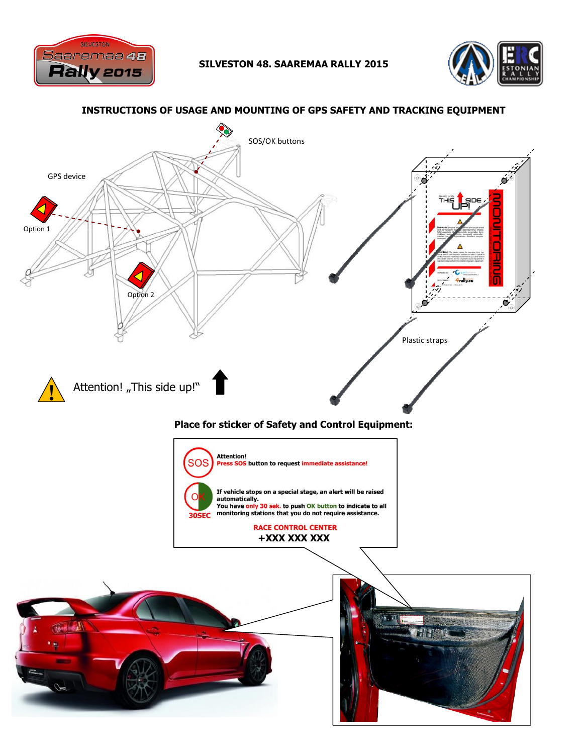# SILVESTON 48. SAAREMAA RALLY 2015

## INSTRUCTIONS OF USAGE AND MOUNTING OF GPS SAFETY AND TRACKING EQUIPMENT

SOS/OK buttons

GPS device

Option 1

Option 2

Plastic straps

Attention! „This side up!"

**Place for sticker of Safety and Control Equipment:**

SOS

**Attention!**
**Press SOS button to request immediate assistance!**

OK
30SEC

**If vehicle stops on a special stage, an alert will be raised automatically.**
**You have only 30 sek. to push OK button to indicate to all monitoring stations that you do not require assistance.**

**RACE CONTROL CENTER**
**+XXX XXX XXX**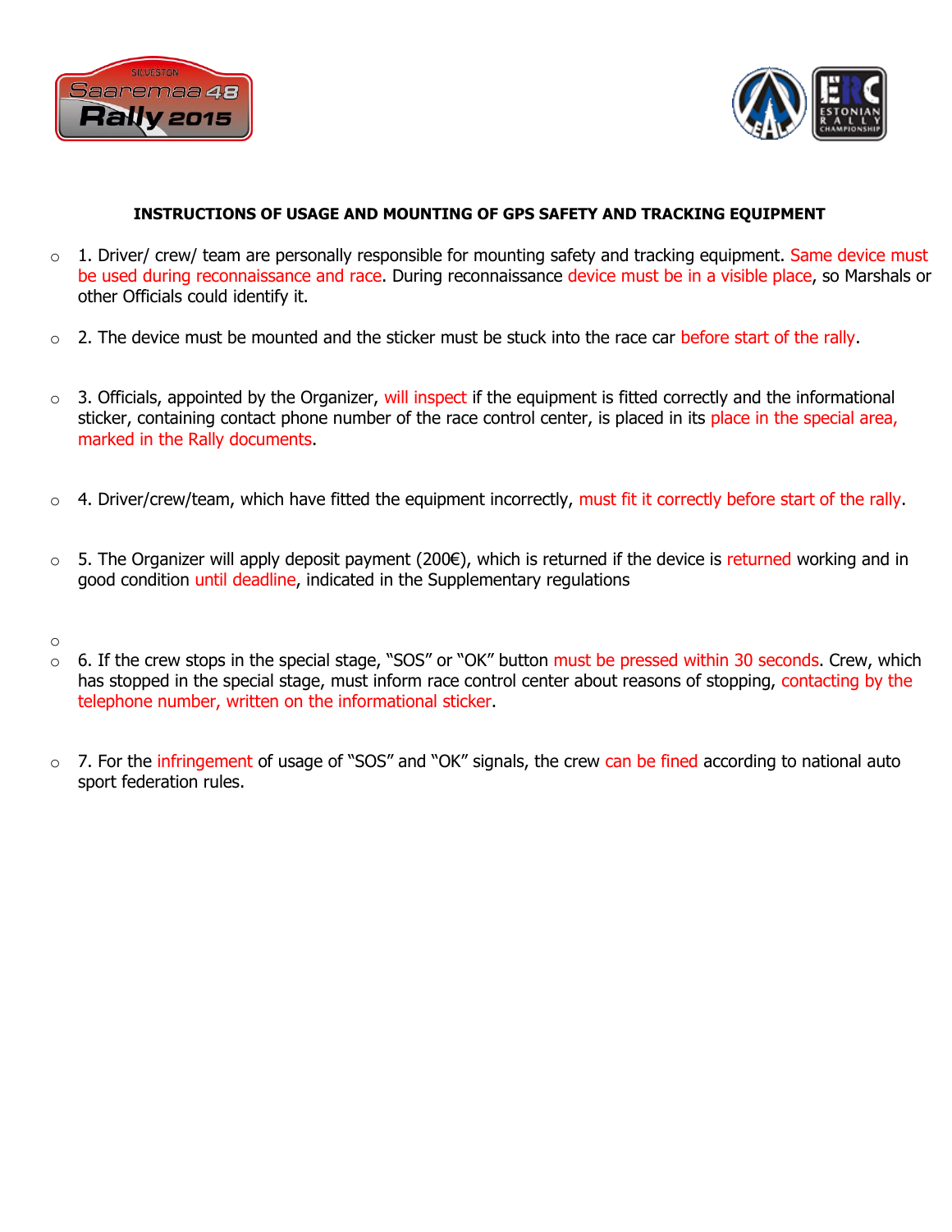**INSTRUCTIONS OF USAGE AND MOUNTING OF GPS SAFETY AND TRACKING EQUIPMENT**

- 1. Driver/ crew/ team are personally responsible for mounting safety and tracking equipment. Same device must be used during reconnaissance and race. During reconnaissance device must be in a visible place, so Marshals or other Officials could identify it.

- 2. The device must be mounted and the sticker must be stuck into the race car before start of the rally.

- 3. Officials, appointed by the Organizer, will inspect if the equipment is fitted correctly and the informational sticker, containing contact phone number of the race control center, is placed in its place in the special area, marked in the Rally documents.

- 4. Driver/crew/team, which have fitted the equipment incorrectly, must fit it correctly before start of the rally.

- 5. The Organizer will apply deposit payment (200€), which is returned if the device is returned working and in good condition until deadline, indicated in the Supplementary regulations

- 6. If the crew stops in the special stage, "SOS" or "OK" button must be pressed within 30 seconds. Crew, which has stopped in the special stage, must inform race control center about reasons of stopping, contacting by the telephone number, written on the informational sticker.

- 7. For the infringement of usage of "SOS" and "OK" signals, the crew can be fined according to national auto sport federation rules.